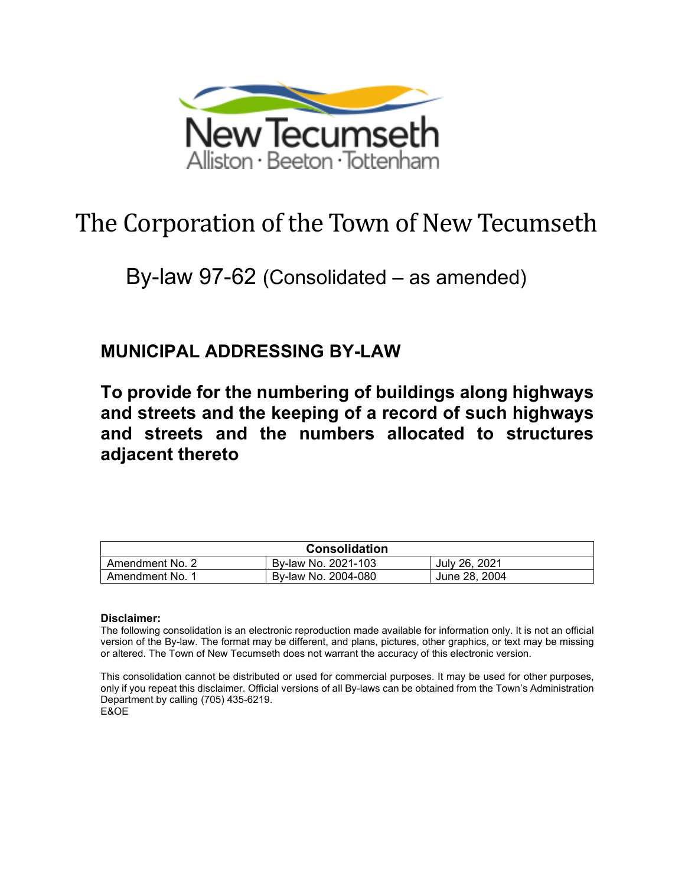New Tecumseth

Alliston · Beeton · Tottenham

# The Corporation of the Town of New Tecumseth

## By-law 97-62 (Consolidated – as amended)

## MUNICIPAL ADDRESSING BY-LAW

## To provide for the numbering of buildings along highways and streets and the keeping of a record of such highways and streets and the numbers allocated to structures adjacent thereto

| Consolidation | | |
|---|---|---|
| Amendment No. 2 | By-law No. 2021-103 | July 26, 2021 |
| Amendment No. 1 | By-law No. 2004-080 | June 28, 2004 |

**Disclaimer:**
The following consolidation is an electronic reproduction made available for information only. It is not an official version of the By-law. The format may be different, and plans, pictures, other graphics, or text may be missing or altered. The Town of New Tecumseth does not warrant the accuracy of this electronic version.

This consolidation cannot be distributed or used for commercial purposes. It may be used for other purposes, only if you repeat this disclaimer. Official versions of all By-laws can be obtained from the Town's Administration Department by calling (705) 435-6219.
E&OE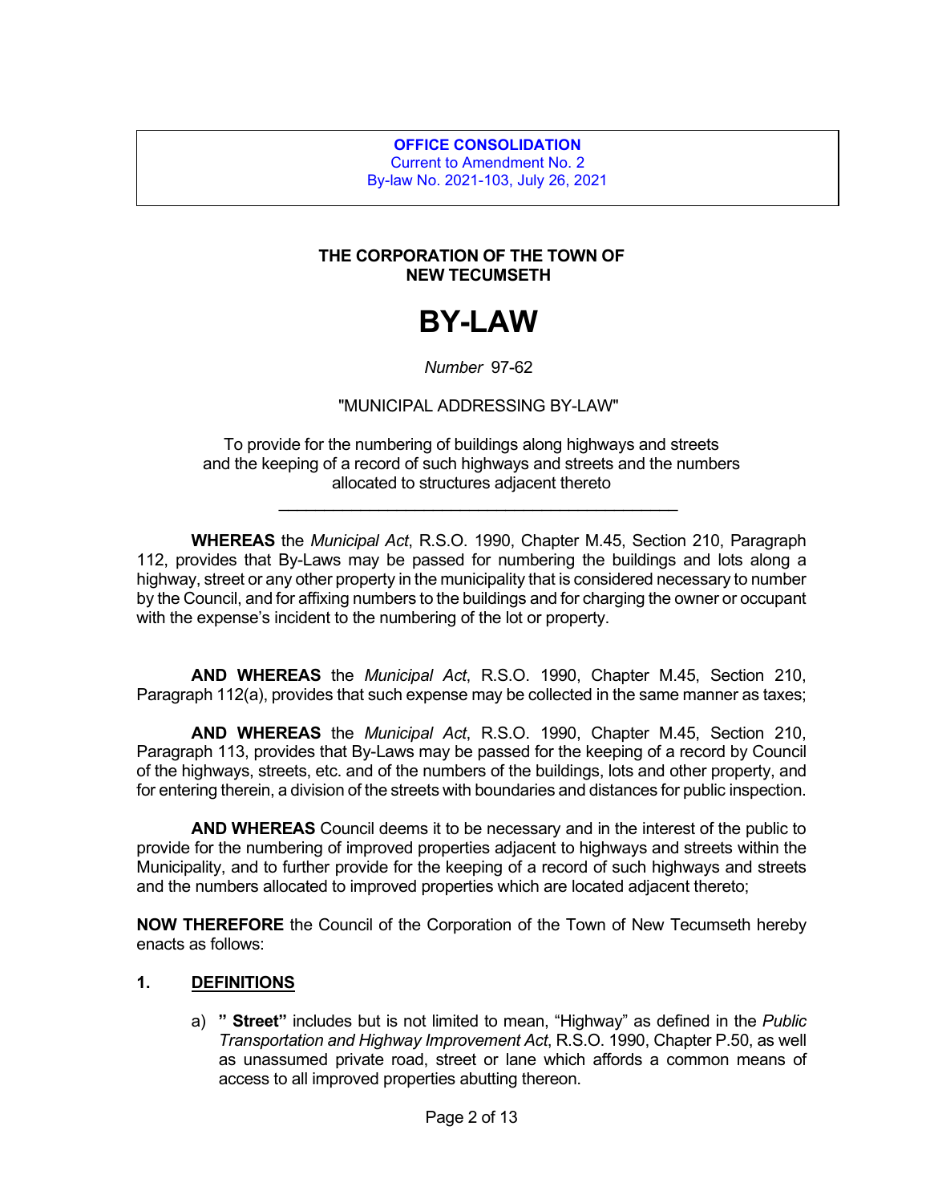**OFFICE CONSOLIDATION**
Current to Amendment No. 2
By-law No. 2021-103, July 26, 2021

**THE CORPORATION OF THE TOWN OF NEW TECUMSETH**

# BY-LAW

*Number* 97-62

"MUNICIPAL ADDRESSING BY-LAW"

To provide for the numbering of buildings along highways and streets and the keeping of a record of such highways and streets and the numbers allocated to structures adjacent thereto

---

**WHEREAS** the *Municipal Act*, R.S.O. 1990, Chapter M.45, Section 210, Paragraph 112, provides that By-Laws may be passed for numbering the buildings and lots along a highway, street or any other property in the municipality that is considered necessary to number by the Council, and for affixing numbers to the buildings and for charging the owner or occupant with the expense's incident to the numbering of the lot or property.

**AND WHEREAS** the *Municipal Act*, R.S.O. 1990, Chapter M.45, Section 210, Paragraph 112(a), provides that such expense may be collected in the same manner as taxes;

**AND WHEREAS** the *Municipal Act*, R.S.O. 1990, Chapter M.45, Section 210, Paragraph 113, provides that By-Laws may be passed for the keeping of a record by Council of the highways, streets, etc. and of the numbers of the buildings, lots and other property, and for entering therein, a division of the streets with boundaries and distances for public inspection.

**AND WHEREAS** Council deems it to be necessary and in the interest of the public to provide for the numbering of improved properties adjacent to highways and streets within the Municipality, and to further provide for the keeping of a record of such highways and streets and the numbers allocated to improved properties which are located adjacent thereto;

**NOW THEREFORE** the Council of the Corporation of the Town of New Tecumseth hereby enacts as follows:

## 1. DEFINITIONS

a) **" Street"** includes but is not limited to mean, "Highway" as defined in the *Public Transportation and Highway Improvement Act*, R.S.O. 1990, Chapter P.50, as well as unassumed private road, street or lane which affords a common means of access to all improved properties abutting thereon.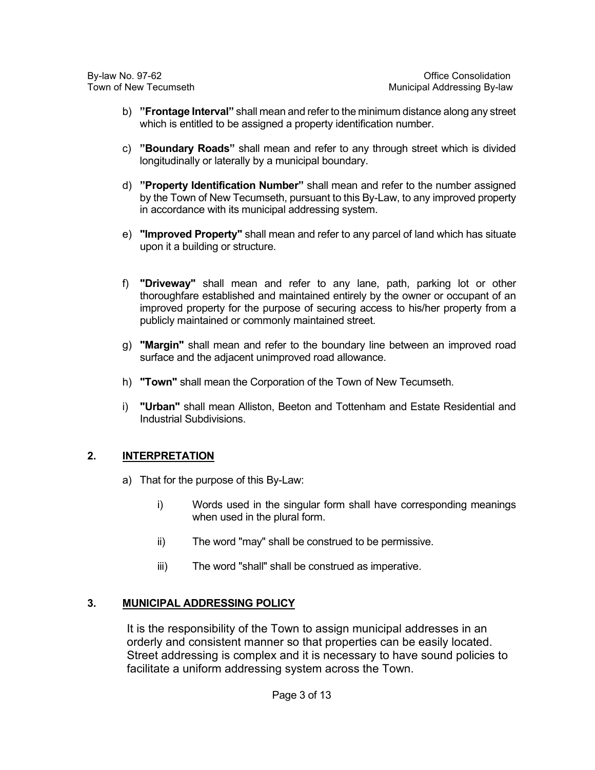b) **"Frontage Interval"** shall mean and refer to the minimum distance along any street which is entitled to be assigned a property identification number.

c) **"Boundary Roads"** shall mean and refer to any through street which is divided longitudinally or laterally by a municipal boundary.

d) **"Property Identification Number"** shall mean and refer to the number assigned by the Town of New Tecumseth, pursuant to this By-Law, to any improved property in accordance with its municipal addressing system.

e) **"Improved Property"** shall mean and refer to any parcel of land which has situate upon it a building or structure.

f) **"Driveway"** shall mean and refer to any lane, path, parking lot or other thoroughfare established and maintained entirely by the owner or occupant of an improved property for the purpose of securing access to his/her property from a publicly maintained or commonly maintained street.

g) **"Margin"** shall mean and refer to the boundary line between an improved road surface and the adjacent unimproved road allowance.

h) **"Town"** shall mean the Corporation of the Town of New Tecumseth.

i) **"Urban"** shall mean Alliston, Beeton and Tottenham and Estate Residential and Industrial Subdivisions.

## 2. INTERPRETATION

a) That for the purpose of this By-Law:

   i) Words used in the singular form shall have corresponding meanings when used in the plural form.

   ii) The word "may" shall be construed to be permissive.

   iii) The word "shall" shall be construed as imperative.

## 3. MUNICIPAL ADDRESSING POLICY

It is the responsibility of the Town to assign municipal addresses in an orderly and consistent manner so that properties can be easily located. Street addressing is complex and it is necessary to have sound policies to facilitate a uniform addressing system across the Town.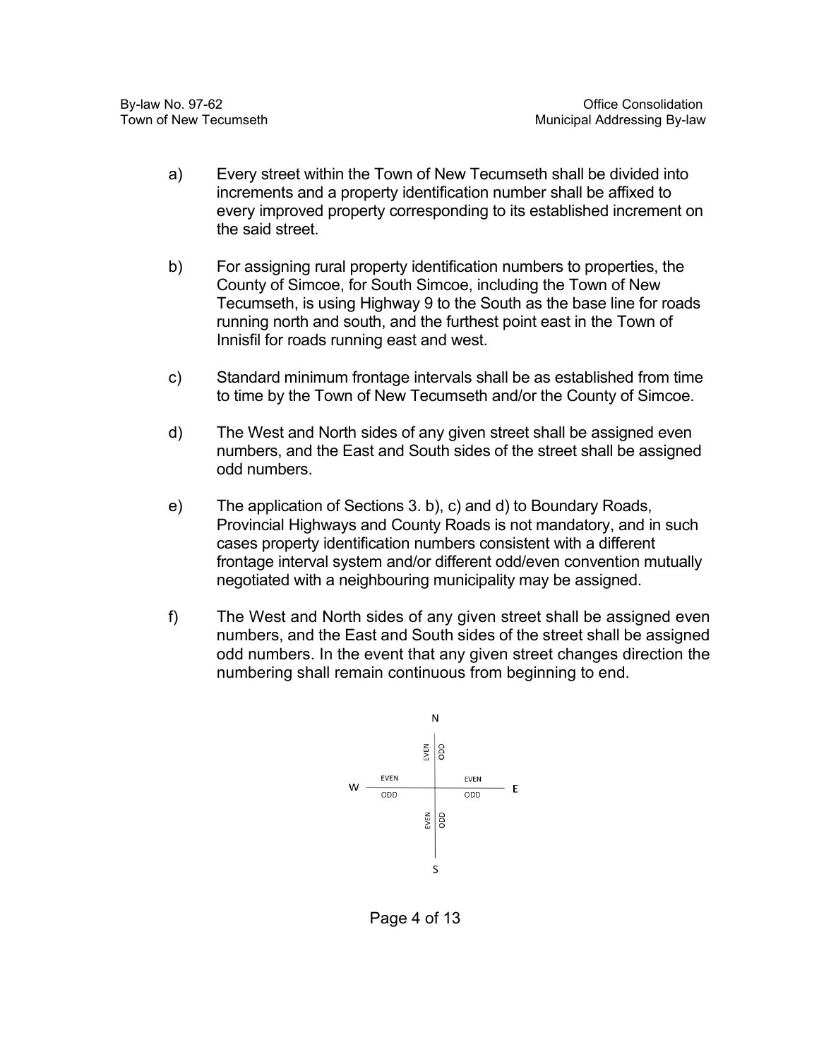a) Every street within the Town of New Tecumseth shall be divided into increments and a property identification number shall be affixed to every improved property corresponding to its established increment on the said street.

b) For assigning rural property identification numbers to properties, the County of Simcoe, for South Simcoe, including the Town of New Tecumseth, is using Highway 9 to the South as the base line for roads running north and south, and the furthest point east in the Town of Innisfil for roads running east and west.

c) Standard minimum frontage intervals shall be as established from time to time by the Town of New Tecumseth and/or the County of Simcoe.

d) The West and North sides of any given street shall be assigned even numbers, and the East and South sides of the street shall be assigned odd numbers.

e) The application of Sections 3. b), c) and d) to Boundary Roads, Provincial Highways and County Roads is not mandatory, and in such cases property identification numbers consistent with a different frontage interval system and/or different odd/even convention mutually negotiated with a neighbouring municipality may be assigned.

f) The West and North sides of any given street shall be assigned even numbers, and the East and South sides of the street shall be assigned odd numbers. In the event that any given street changes direction the numbering shall remain continuous from beginning to end.

N

EVEN | ODD

W — EVEN / ODD — EVEN / ODD — E

EVEN | ODD

S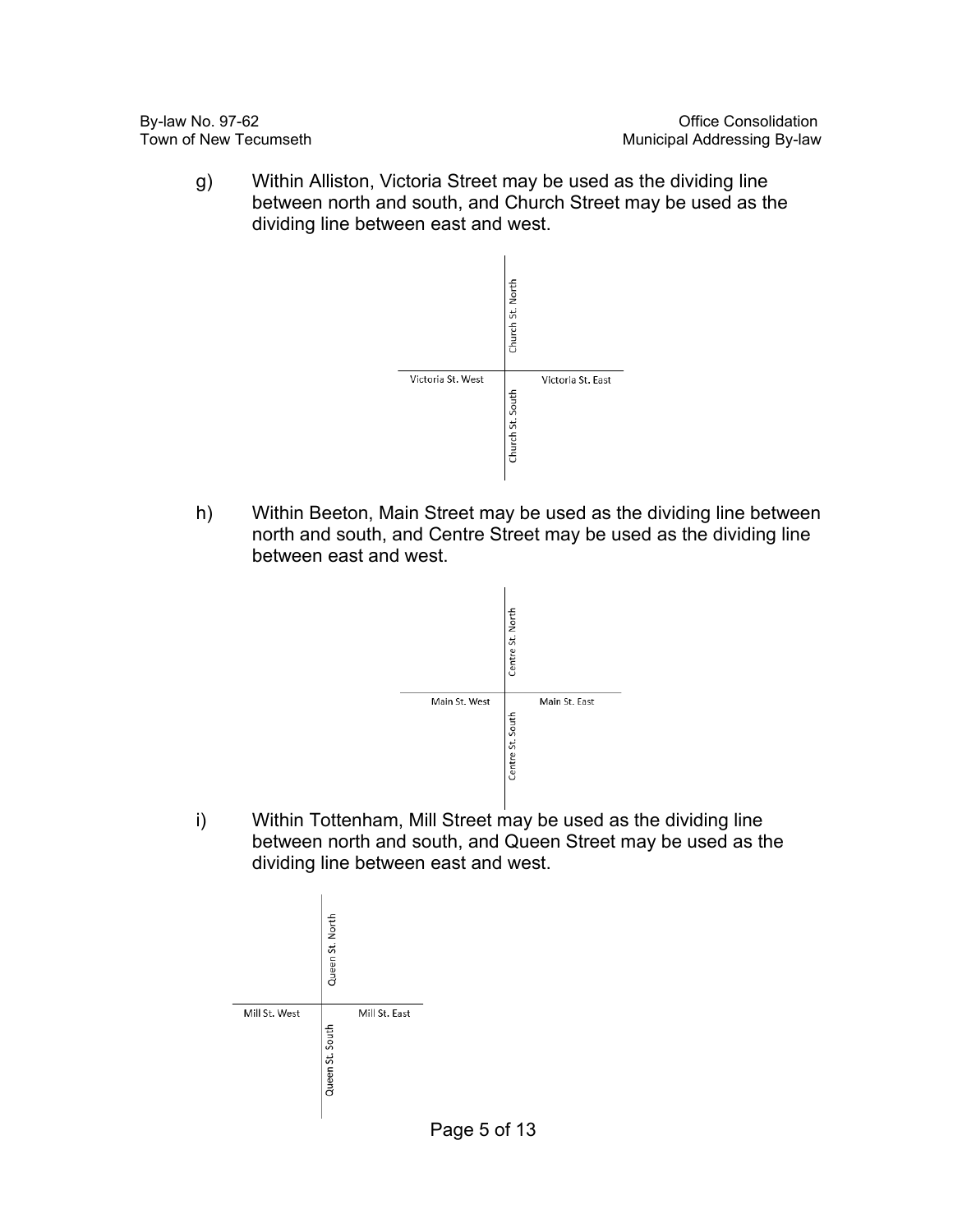g) Within Alliston, Victoria Street may be used as the dividing line between north and south, and Church Street may be used as the dividing line between east and west.

Church St. North

Victoria St. West | Victoria St. East

Church St. South

h) Within Beeton, Main Street may be used as the dividing line between north and south, and Centre Street may be used as the dividing line between east and west.

Centre St. North

Main St. West | Main St. East

Centre St. South

i) Within Tottenham, Mill Street may be used as the dividing line between north and south, and Queen Street may be used as the dividing line between east and west.

Queen St. North

Mill St. West | Mill St. East

Queen St. South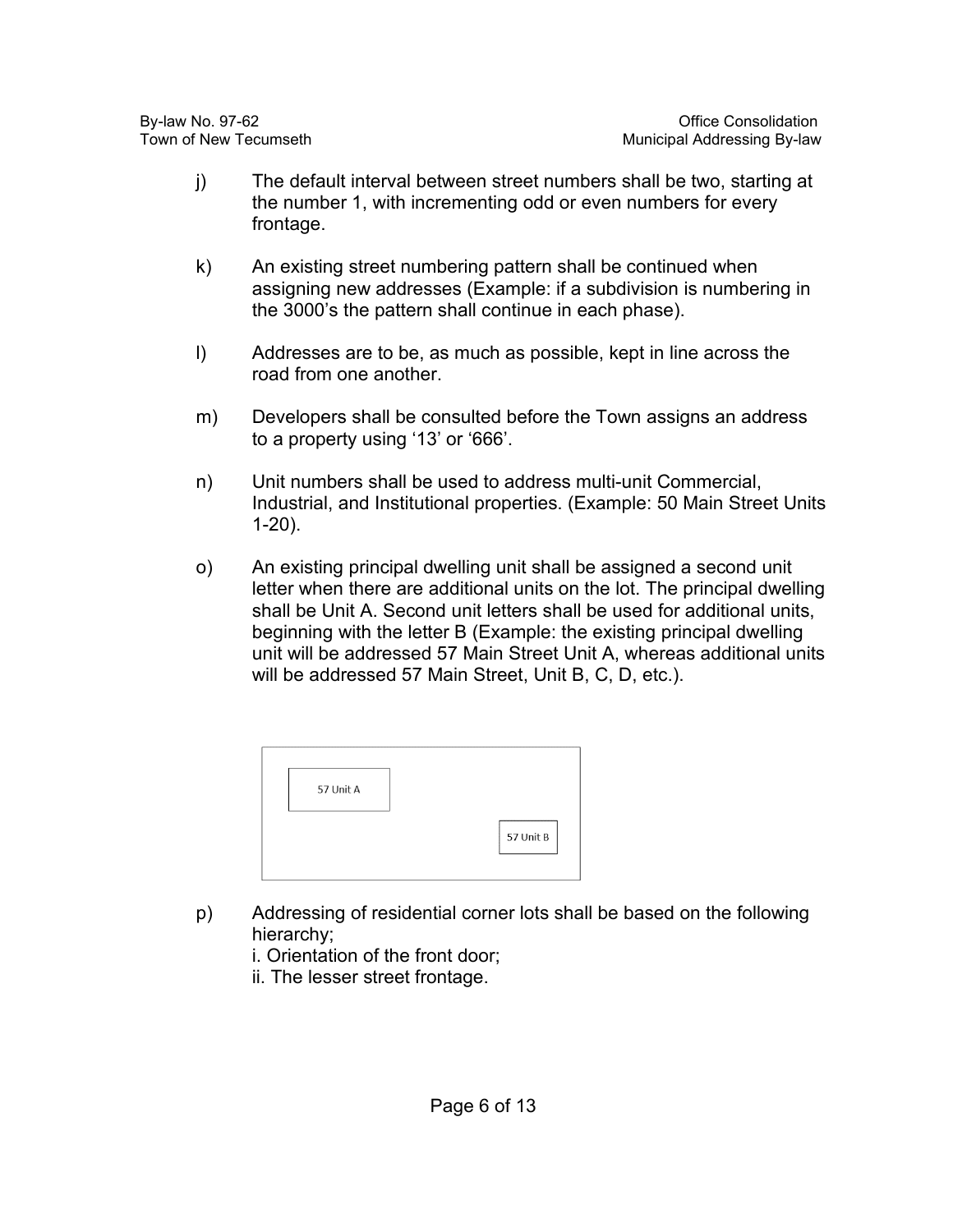j) The default interval between street numbers shall be two, starting at the number 1, with incrementing odd or even numbers for every frontage.

k) An existing street numbering pattern shall be continued when assigning new addresses (Example: if a subdivision is numbering in the 3000's the pattern shall continue in each phase).

l) Addresses are to be, as much as possible, kept in line across the road from one another.

m) Developers shall be consulted before the Town assigns an address to a property using '13' or '666'.

n) Unit numbers shall be used to address multi-unit Commercial, Industrial, and Institutional properties. (Example: 50 Main Street Units 1-20).

o) An existing principal dwelling unit shall be assigned a second unit letter when there are additional units on the lot. The principal dwelling shall be Unit A. Second unit letters shall be used for additional units, beginning with the letter B (Example: the existing principal dwelling unit will be addressed 57 Main Street Unit A, whereas additional units will be addressed 57 Main Street, Unit B, C, D, etc.).

57 Unit A

57 Unit B

p) Addressing of residential corner lots shall be based on the following hierarchy;
   i. Orientation of the front door;
   ii. The lesser street frontage.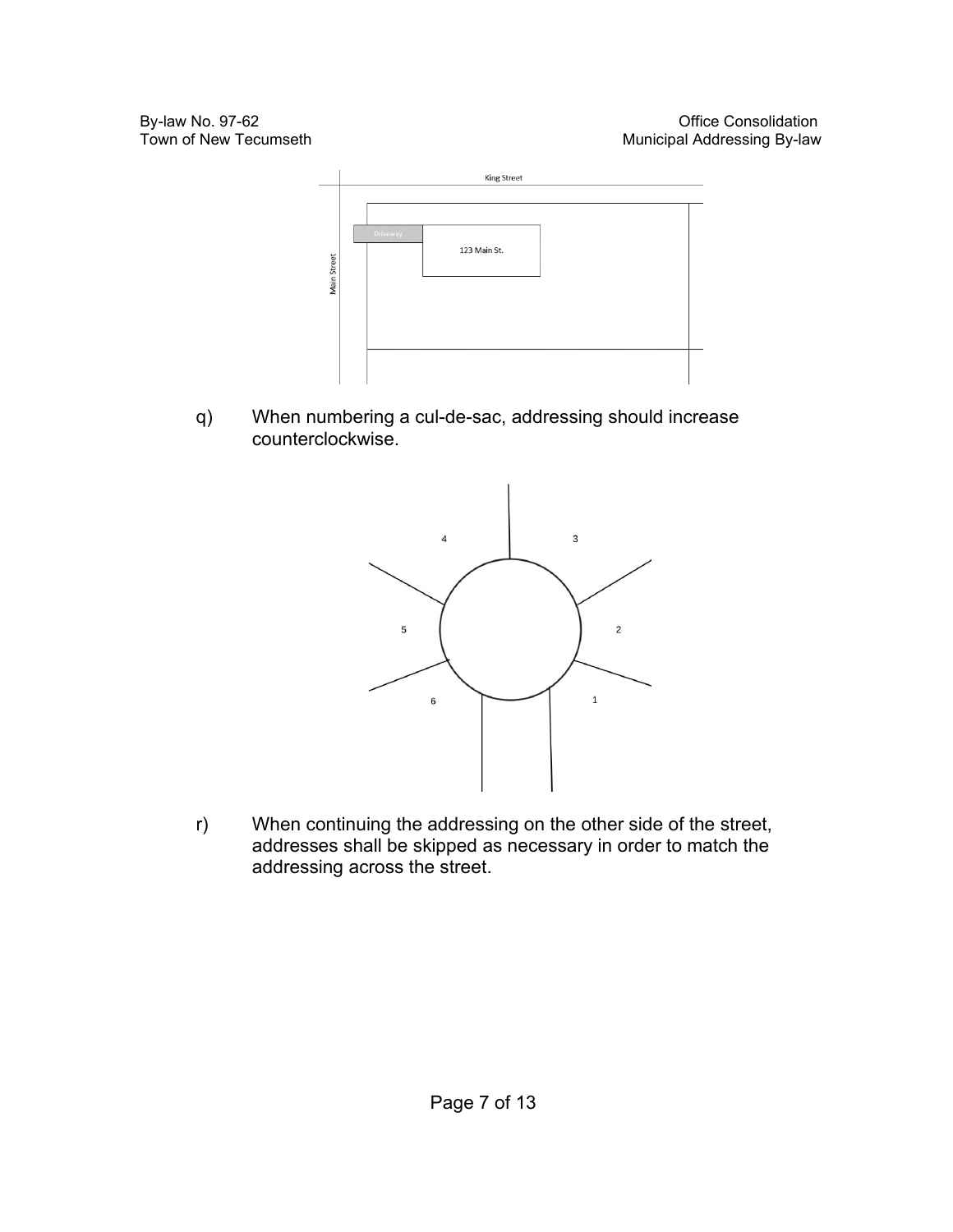q) When numbering a cul-de-sac, addressing should increase counterclockwise.

r) When continuing the addressing on the other side of the street, addresses shall be skipped as necessary in order to match the addressing across the street.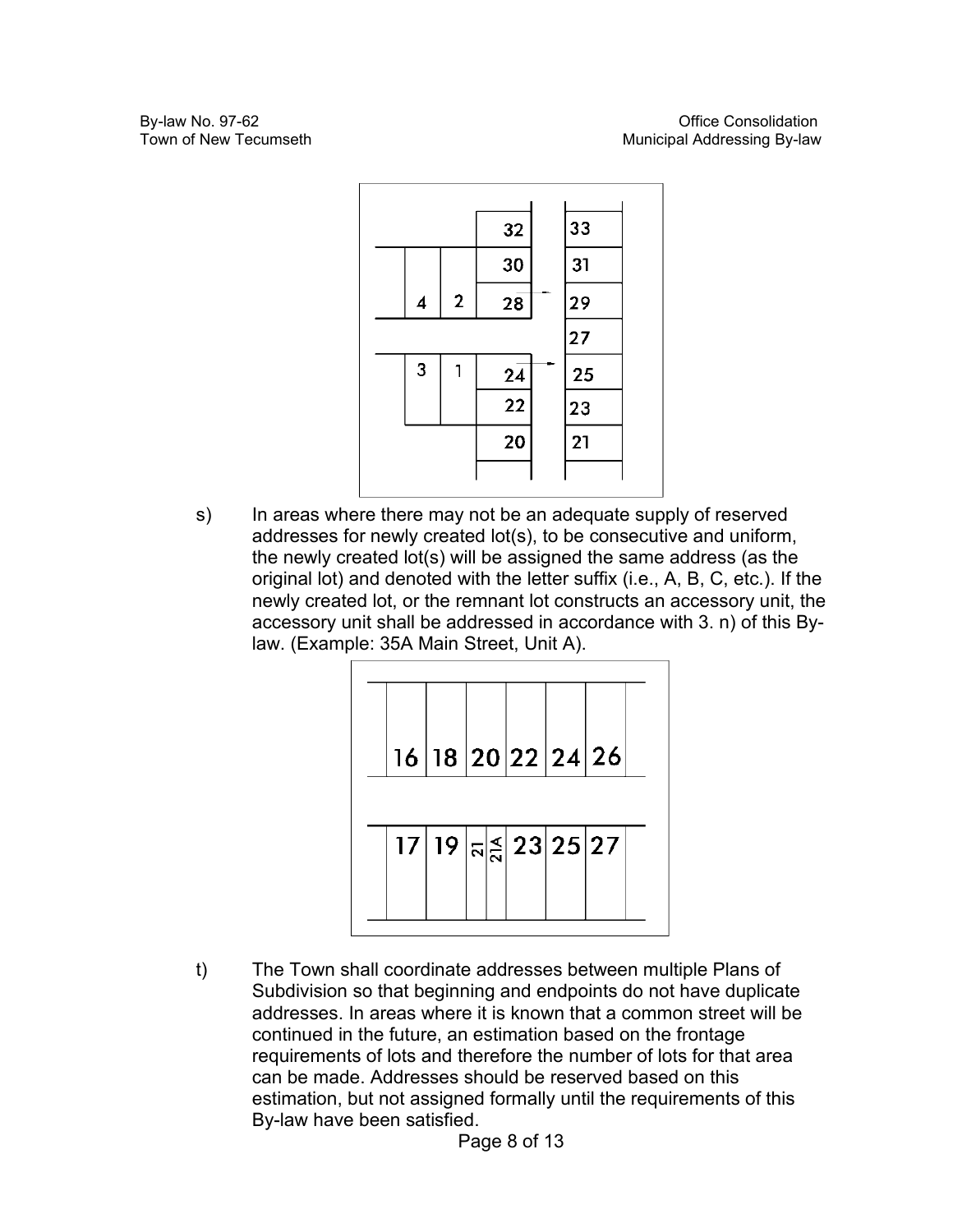s) In areas where there may not be an adequate supply of reserved addresses for newly created lot(s), to be consecutive and uniform, the newly created lot(s) will be assigned the same address (as the original lot) and denoted with the letter suffix (i.e., A, B, C, etc.). If the newly created lot, or the remnant lot constructs an accessory unit, the accessory unit shall be addressed in accordance with 3. n) of this By-law. (Example: 35A Main Street, Unit A).

t) The Town shall coordinate addresses between multiple Plans of Subdivision so that beginning and endpoints do not have duplicate addresses. In areas where it is known that a common street will be continued in the future, an estimation based on the frontage requirements of lots and therefore the number of lots for that area can be made. Addresses should be reserved based on this estimation, but not assigned formally until the requirements of this By-law have been satisfied.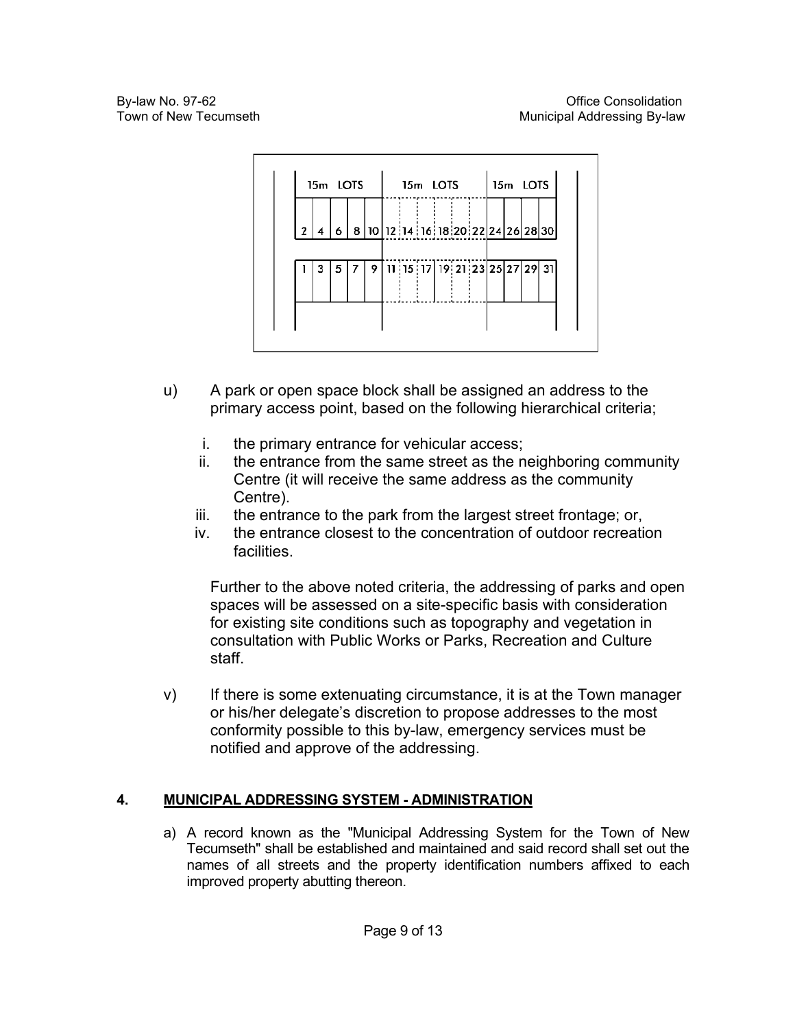u) A park or open space block shall be assigned an address to the primary access point, based on the following hierarchical criteria;

   i. the primary entrance for vehicular access;
   ii. the entrance from the same street as the neighboring community Centre (it will receive the same address as the community Centre).
   iii. the entrance to the park from the largest street frontage; or,
   iv. the entrance closest to the concentration of outdoor recreation facilities.

   Further to the above noted criteria, the addressing of parks and open spaces will be assessed on a site-specific basis with consideration for existing site conditions such as topography and vegetation in consultation with Public Works or Parks, Recreation and Culture staff.

v) If there is some extenuating circumstance, it is at the Town manager or his/her delegate's discretion to propose addresses to the most conformity possible to this by-law, emergency services must be notified and approve of the addressing.

## 4. MUNICIPAL ADDRESSING SYSTEM - ADMINISTRATION

a) A record known as the "Municipal Addressing System for the Town of New Tecumseth" shall be established and maintained and said record shall set out the names of all streets and the property identification numbers affixed to each improved property abutting thereon.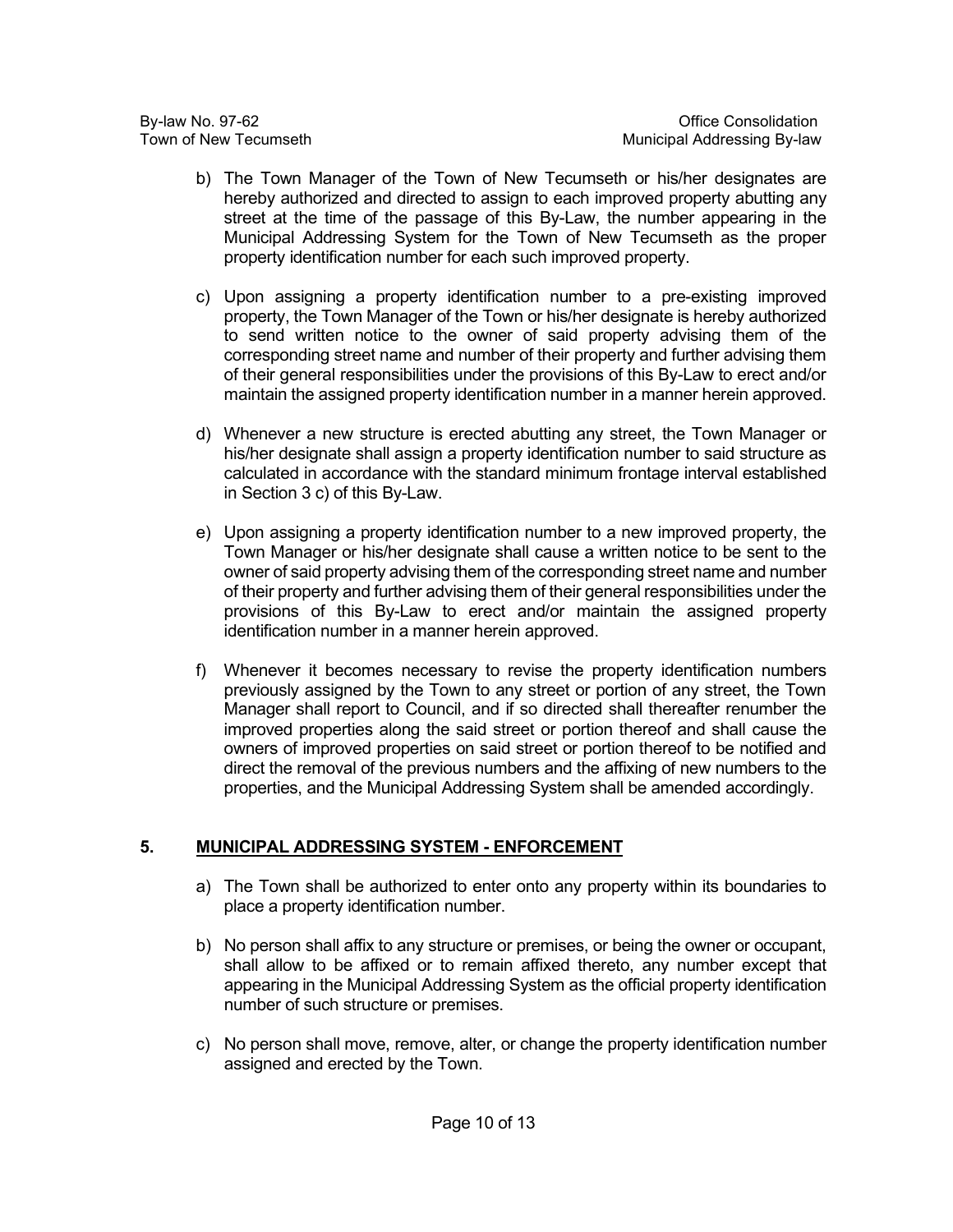b) The Town Manager of the Town of New Tecumseth or his/her designates are hereby authorized and directed to assign to each improved property abutting any street at the time of the passage of this By-Law, the number appearing in the Municipal Addressing System for the Town of New Tecumseth as the proper property identification number for each such improved property.

c) Upon assigning a property identification number to a pre-existing improved property, the Town Manager of the Town or his/her designate is hereby authorized to send written notice to the owner of said property advising them of the corresponding street name and number of their property and further advising them of their general responsibilities under the provisions of this By-Law to erect and/or maintain the assigned property identification number in a manner herein approved.

d) Whenever a new structure is erected abutting any street, the Town Manager or his/her designate shall assign a property identification number to said structure as calculated in accordance with the standard minimum frontage interval established in Section 3 c) of this By-Law.

e) Upon assigning a property identification number to a new improved property, the Town Manager or his/her designate shall cause a written notice to be sent to the owner of said property advising them of the corresponding street name and number of their property and further advising them of their general responsibilities under the provisions of this By-Law to erect and/or maintain the assigned property identification number in a manner herein approved.

f) Whenever it becomes necessary to revise the property identification numbers previously assigned by the Town to any street or portion of any street, the Town Manager shall report to Council, and if so directed shall thereafter renumber the improved properties along the said street or portion thereof and shall cause the owners of improved properties on said street or portion thereof to be notified and direct the removal of the previous numbers and the affixing of new numbers to the properties, and the Municipal Addressing System shall be amended accordingly.

## 5. MUNICIPAL ADDRESSING SYSTEM - ENFORCEMENT

a) The Town shall be authorized to enter onto any property within its boundaries to place a property identification number.

b) No person shall affix to any structure or premises, or being the owner or occupant, shall allow to be affixed or to remain affixed thereto, any number except that appearing in the Municipal Addressing System as the official property identification number of such structure or premises.

c) No person shall move, remove, alter, or change the property identification number assigned and erected by the Town.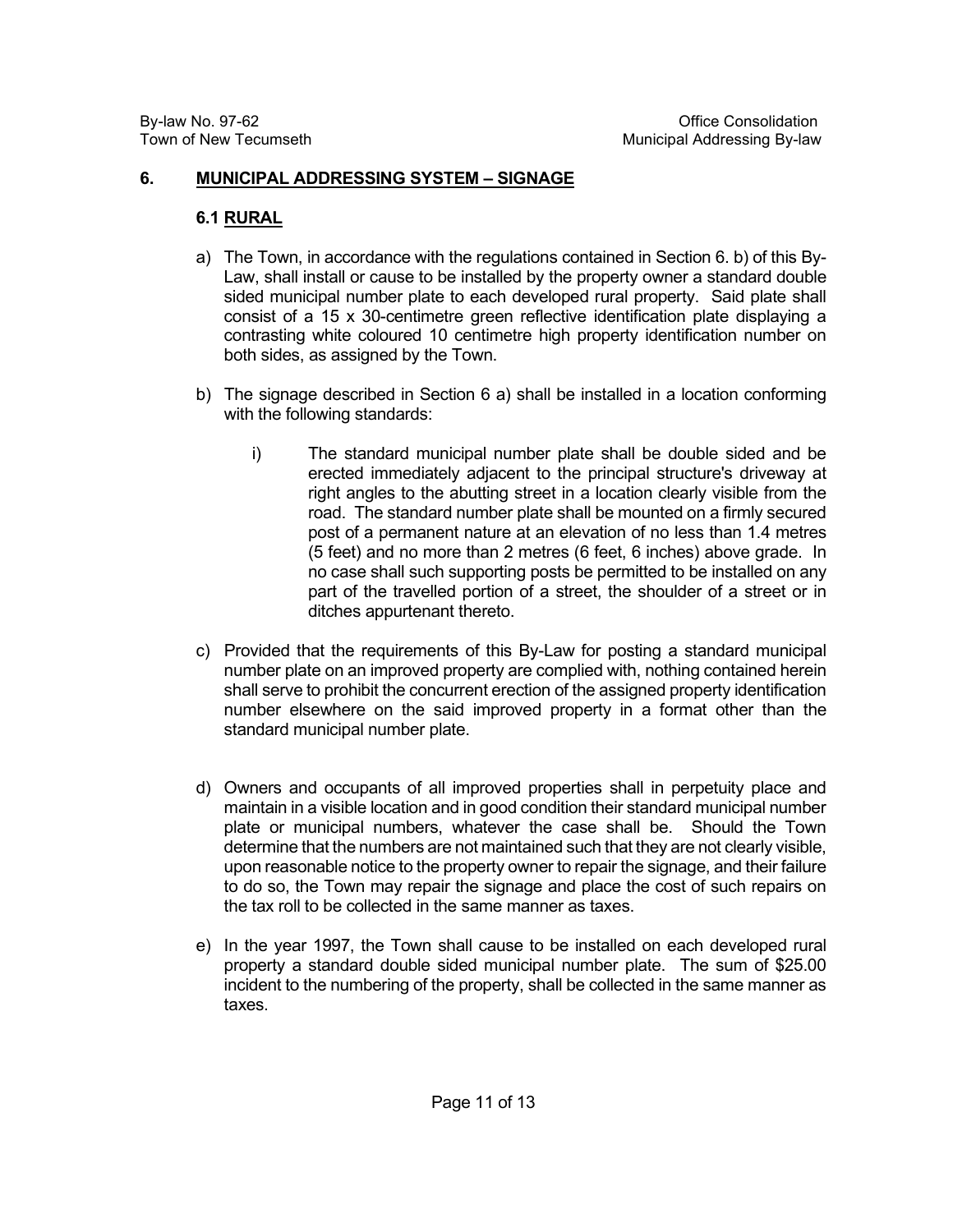## 6. MUNICIPAL ADDRESSING SYSTEM – SIGNAGE

### 6.1 RURAL

a) The Town, in accordance with the regulations contained in Section 6. b) of this By-Law, shall install or cause to be installed by the property owner a standard double sided municipal number plate to each developed rural property. Said plate shall consist of a 15 x 30-centimetre green reflective identification plate displaying a contrasting white coloured 10 centimetre high property identification number on both sides, as assigned by the Town.

b) The signage described in Section 6 a) shall be installed in a location conforming with the following standards:

   i) The standard municipal number plate shall be double sided and be erected immediately adjacent to the principal structure's driveway at right angles to the abutting street in a location clearly visible from the road. The standard number plate shall be mounted on a firmly secured post of a permanent nature at an elevation of no less than 1.4 metres (5 feet) and no more than 2 metres (6 feet, 6 inches) above grade. In no case shall such supporting posts be permitted to be installed on any part of the travelled portion of a street, the shoulder of a street or in ditches appurtenant thereto.

c) Provided that the requirements of this By-Law for posting a standard municipal number plate on an improved property are complied with, nothing contained herein shall serve to prohibit the concurrent erection of the assigned property identification number elsewhere on the said improved property in a format other than the standard municipal number plate.

d) Owners and occupants of all improved properties shall in perpetuity place and maintain in a visible location and in good condition their standard municipal number plate or municipal numbers, whatever the case shall be. Should the Town determine that the numbers are not maintained such that they are not clearly visible, upon reasonable notice to the property owner to repair the signage, and their failure to do so, the Town may repair the signage and place the cost of such repairs on the tax roll to be collected in the same manner as taxes.

e) In the year 1997, the Town shall cause to be installed on each developed rural property a standard double sided municipal number plate. The sum of $25.00 incident to the numbering of the property, shall be collected in the same manner as taxes.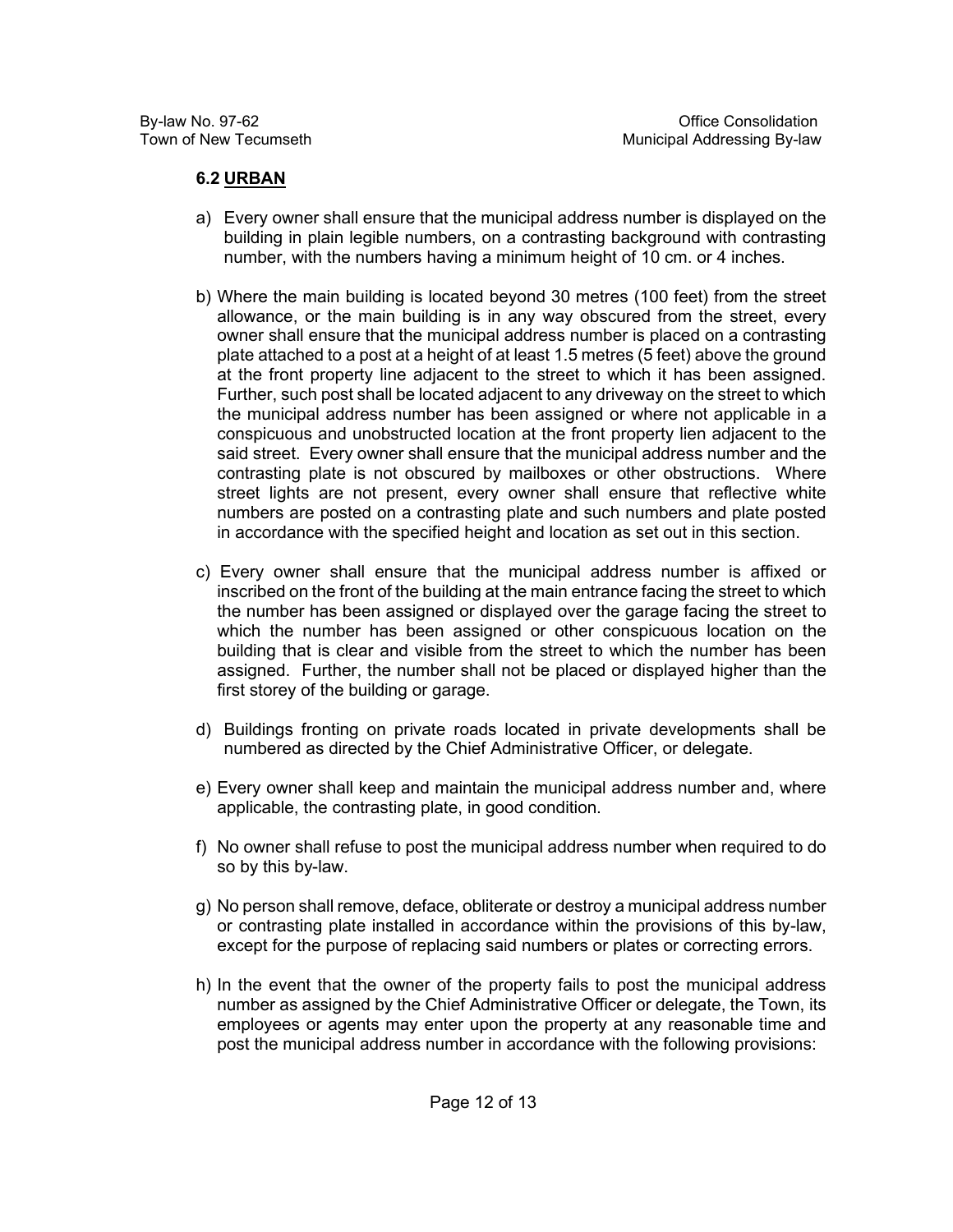### 6.2 URBAN

a) Every owner shall ensure that the municipal address number is displayed on the building in plain legible numbers, on a contrasting background with contrasting number, with the numbers having a minimum height of 10 cm. or 4 inches.

b) Where the main building is located beyond 30 metres (100 feet) from the street allowance, or the main building is in any way obscured from the street, every owner shall ensure that the municipal address number is placed on a contrasting plate attached to a post at a height of at least 1.5 metres (5 feet) above the ground at the front property line adjacent to the street to which it has been assigned. Further, such post shall be located adjacent to any driveway on the street to which the municipal address number has been assigned or where not applicable in a conspicuous and unobstructed location at the front property lien adjacent to the said street. Every owner shall ensure that the municipal address number and the contrasting plate is not obscured by mailboxes or other obstructions. Where street lights are not present, every owner shall ensure that reflective white numbers are posted on a contrasting plate and such numbers and plate posted in accordance with the specified height and location as set out in this section.

c) Every owner shall ensure that the municipal address number is affixed or inscribed on the front of the building at the main entrance facing the street to which the number has been assigned or displayed over the garage facing the street to which the number has been assigned or other conspicuous location on the building that is clear and visible from the street to which the number has been assigned. Further, the number shall not be placed or displayed higher than the first storey of the building or garage.

d) Buildings fronting on private roads located in private developments shall be numbered as directed by the Chief Administrative Officer, or delegate.

e) Every owner shall keep and maintain the municipal address number and, where applicable, the contrasting plate, in good condition.

f) No owner shall refuse to post the municipal address number when required to do so by this by-law.

g) No person shall remove, deface, obliterate or destroy a municipal address number or contrasting plate installed in accordance within the provisions of this by-law, except for the purpose of replacing said numbers or plates or correcting errors.

h) In the event that the owner of the property fails to post the municipal address number as assigned by the Chief Administrative Officer or delegate, the Town, its employees or agents may enter upon the property at any reasonable time and post the municipal address number in accordance with the following provisions: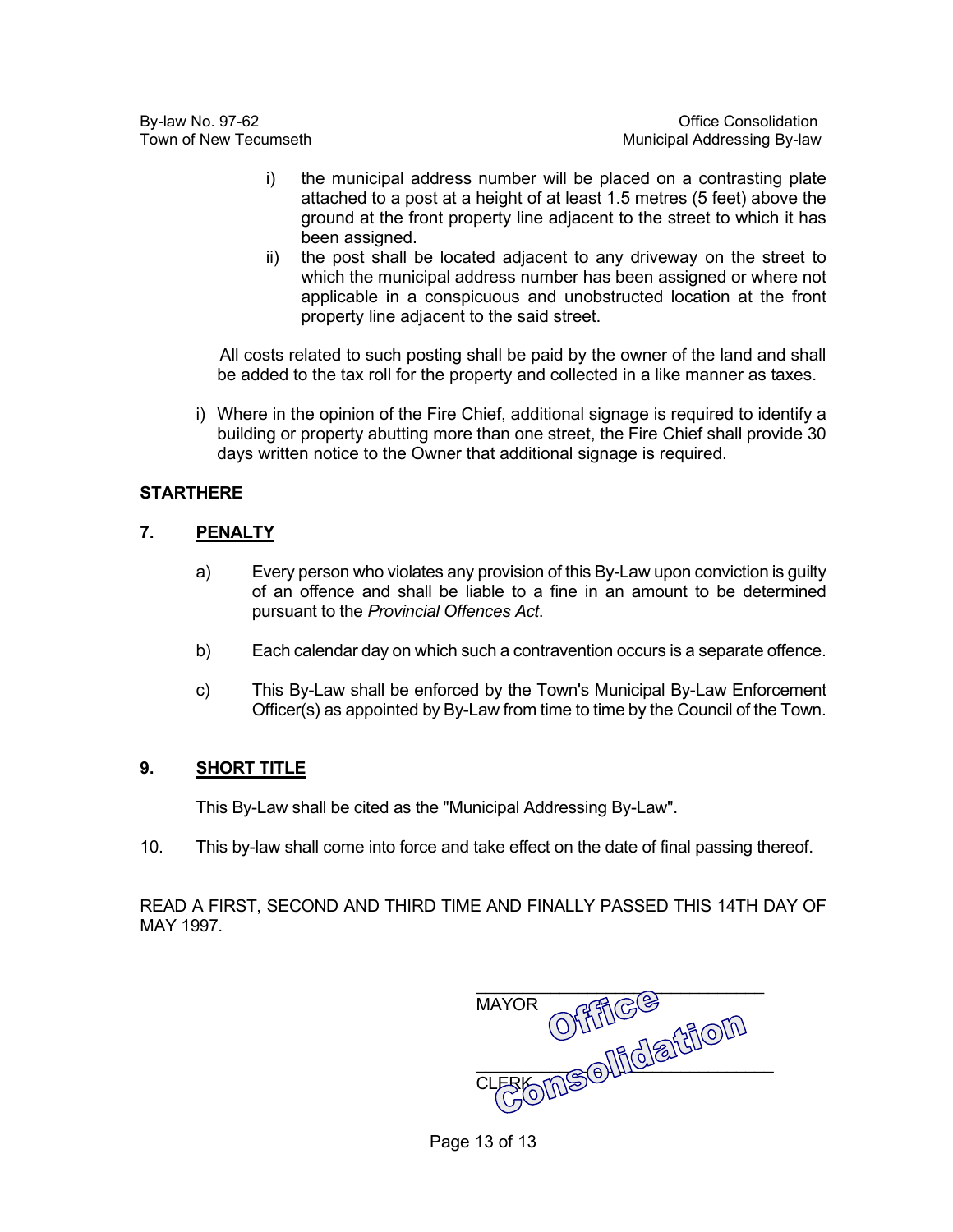i) the municipal address number will be placed on a contrasting plate attached to a post at a height of at least 1.5 metres (5 feet) above the ground at the front property line adjacent to the street to which it has been assigned.
ii) the post shall be located adjacent to any driveway on the street to which the municipal address number has been assigned or where not applicable in a conspicuous and unobstructed location at the front property line adjacent to the said street.

All costs related to such posting shall be paid by the owner of the land and shall be added to the tax roll for the property and collected in a like manner as taxes.

i) Where in the opinion of the Fire Chief, additional signage is required to identify a building or property abutting more than one street, the Fire Chief shall provide 30 days written notice to the Owner that additional signage is required.

**STARTHERE**

## 7. PENALTY

a) Every person who violates any provision of this By-Law upon conviction is guilty of an offence and shall be liable to a fine in an amount to be determined pursuant to the *Provincial Offences Act*.

b) Each calendar day on which such a contravention occurs is a separate offence.

c) This By-Law shall be enforced by the Town's Municipal By-Law Enforcement Officer(s) as appointed by By-Law from time to time by the Council of the Town.

## 9. SHORT TITLE

This By-Law shall be cited as the "Municipal Addressing By-Law".

10. This by-law shall come into force and take effect on the date of final passing thereof.

READ A FIRST, SECOND AND THIRD TIME AND FINALLY PASSED THIS 14TH DAY OF MAY 1997.

______________________________
MAYOR

______________________________
CLERK

Office Consolidation